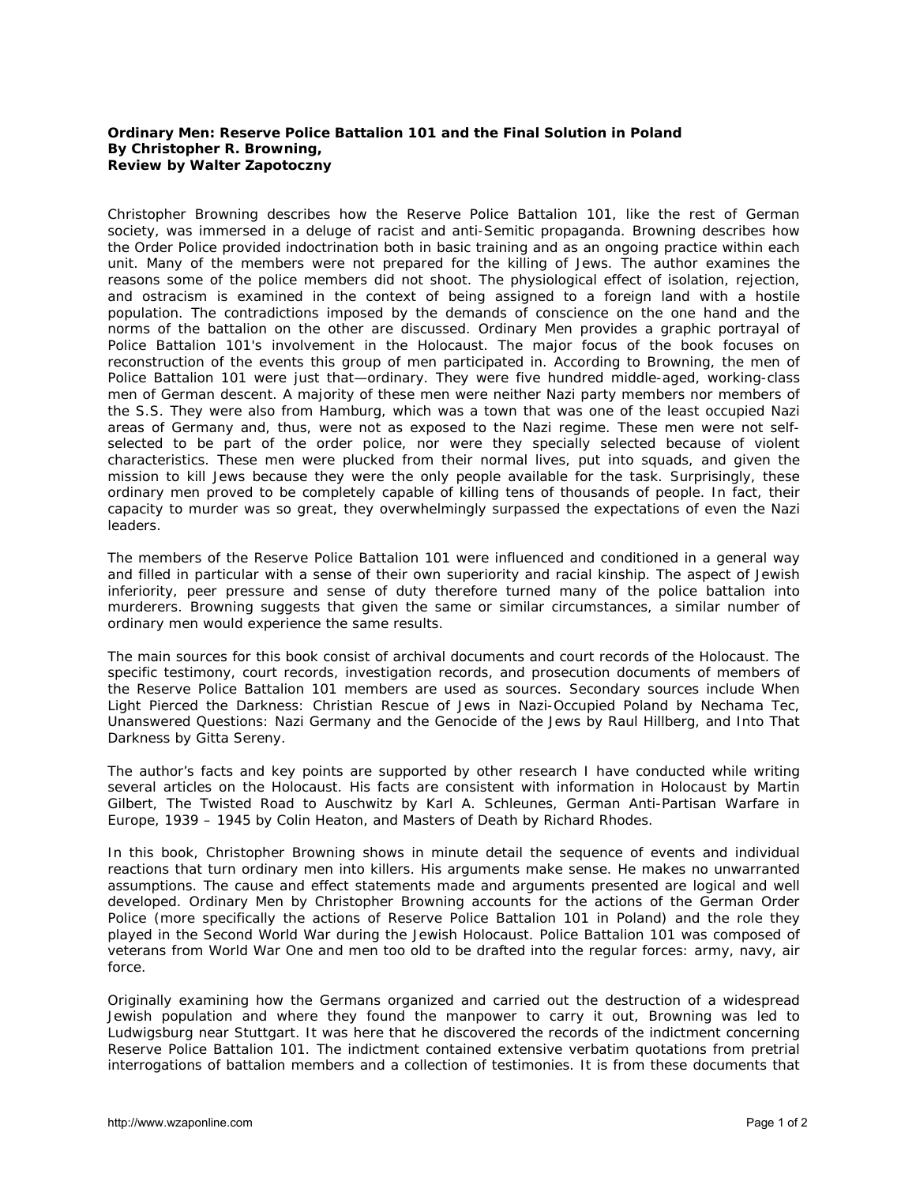**Ordinary Men: Reserve Police Battalion 101 and the Final Solution in Poland**
**By Christopher R. Browning,**
**Review by Walter Zapotoczny**

Christopher Browning describes how the Reserve Police Battalion 101, like the rest of German society, was immersed in a deluge of racist and anti-Semitic propaganda. Browning describes how the Order Police provided indoctrination both in basic training and as an ongoing practice within each unit. Many of the members were not prepared for the killing of Jews. The author examines the reasons some of the police members did not shoot. The physiological effect of isolation, rejection, and ostracism is examined in the context of being assigned to a foreign land with a hostile population. The contradictions imposed by the demands of conscience on the one hand and the norms of the battalion on the other are discussed. Ordinary Men provides a graphic portrayal of Police Battalion 101's involvement in the Holocaust. The major focus of the book focuses on reconstruction of the events this group of men participated in. According to Browning, the men of Police Battalion 101 were just that—ordinary. They were five hundred middle-aged, working-class men of German descent. A majority of these men were neither Nazi party members nor members of the S.S. They were also from Hamburg, which was a town that was one of the least occupied Nazi areas of Germany and, thus, were not as exposed to the Nazi regime. These men were not self-selected to be part of the order police, nor were they specially selected because of violent characteristics. These men were plucked from their normal lives, put into squads, and given the mission to kill Jews because they were the only people available for the task. Surprisingly, these ordinary men proved to be completely capable of killing tens of thousands of people. In fact, their capacity to murder was so great, they overwhelmingly surpassed the expectations of even the Nazi leaders.

The members of the Reserve Police Battalion 101 were influenced and conditioned in a general way and filled in particular with a sense of their own superiority and racial kinship. The aspect of Jewish inferiority, peer pressure and sense of duty therefore turned many of the police battalion into murderers. Browning suggests that given the same or similar circumstances, a similar number of ordinary men would experience the same results.

The main sources for this book consist of archival documents and court records of the Holocaust. The specific testimony, court records, investigation records, and prosecution documents of members of the Reserve Police Battalion 101 members are used as sources. Secondary sources include When Light Pierced the Darkness: Christian Rescue of Jews in Nazi-Occupied Poland by Nechama Tec, Unanswered Questions: Nazi Germany and the Genocide of the Jews by Raul Hillberg, and Into That Darkness by Gitta Sereny.

The author's facts and key points are supported by other research I have conducted while writing several articles on the Holocaust. His facts are consistent with information in Holocaust by Martin Gilbert, The Twisted Road to Auschwitz by Karl A. Schleunes, German Anti-Partisan Warfare in Europe, 1939 – 1945 by Colin Heaton, and Masters of Death by Richard Rhodes.

In this book, Christopher Browning shows in minute detail the sequence of events and individual reactions that turn ordinary men into killers. His arguments make sense. He makes no unwarranted assumptions. The cause and effect statements made and arguments presented are logical and well developed. Ordinary Men by Christopher Browning accounts for the actions of the German Order Police (more specifically the actions of Reserve Police Battalion 101 in Poland) and the role they played in the Second World War during the Jewish Holocaust. Police Battalion 101 was composed of veterans from World War One and men too old to be drafted into the regular forces: army, navy, air force.

Originally examining how the Germans organized and carried out the destruction of a widespread Jewish population and where they found the manpower to carry it out, Browning was led to Ludwigsburg near Stuttgart. It was here that he discovered the records of the indictment concerning Reserve Police Battalion 101. The indictment contained extensive verbatim quotations from pretrial interrogations of battalion members and a collection of testimonies. It is from these documents that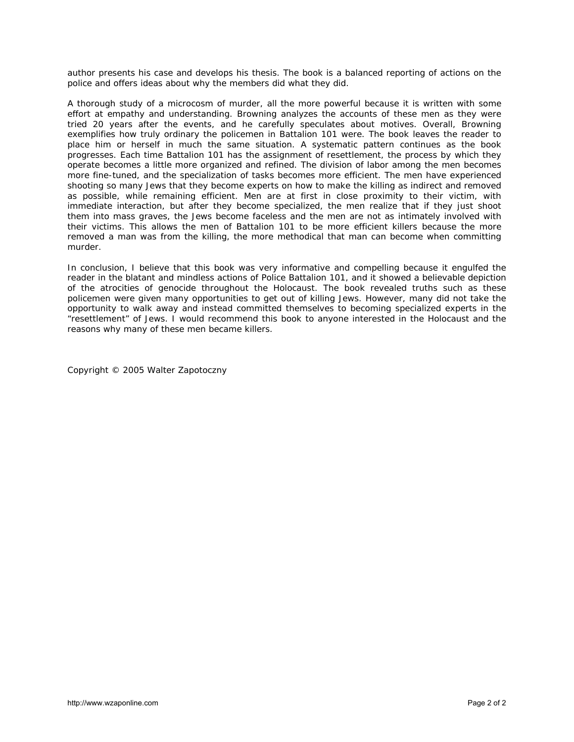author presents his case and develops his thesis. The book is a balanced reporting of actions on the police and offers ideas about why the members did what they did.

A thorough study of a microcosm of murder, all the more powerful because it is written with some effort at empathy and understanding. Browning analyzes the accounts of these men as they were tried 20 years after the events, and he carefully speculates about motives. Overall, Browning exemplifies how truly ordinary the policemen in Battalion 101 were. The book leaves the reader to place him or herself in much the same situation. A systematic pattern continues as the book progresses. Each time Battalion 101 has the assignment of resettlement, the process by which they operate becomes a little more organized and refined. The division of labor among the men becomes more fine-tuned, and the specialization of tasks becomes more efficient. The men have experienced shooting so many Jews that they become experts on how to make the killing as indirect and removed as possible, while remaining efficient. Men are at first in close proximity to their victim, with immediate interaction, but after they become specialized, the men realize that if they just shoot them into mass graves, the Jews become faceless and the men are not as intimately involved with their victims. This allows the men of Battalion 101 to be more efficient killers because the more removed a man was from the killing, the more methodical that man can become when committing murder.

In conclusion, I believe that this book was very informative and compelling because it engulfed the reader in the blatant and mindless actions of Police Battalion 101, and it showed a believable depiction of the atrocities of genocide throughout the Holocaust. The book revealed truths such as these policemen were given many opportunities to get out of killing Jews. However, many did not take the opportunity to walk away and instead committed themselves to becoming specialized experts in the "resettlement" of Jews. I would recommend this book to anyone interested in the Holocaust and the reasons why many of these men became killers.

Copyright © 2005 Walter Zapotoczny